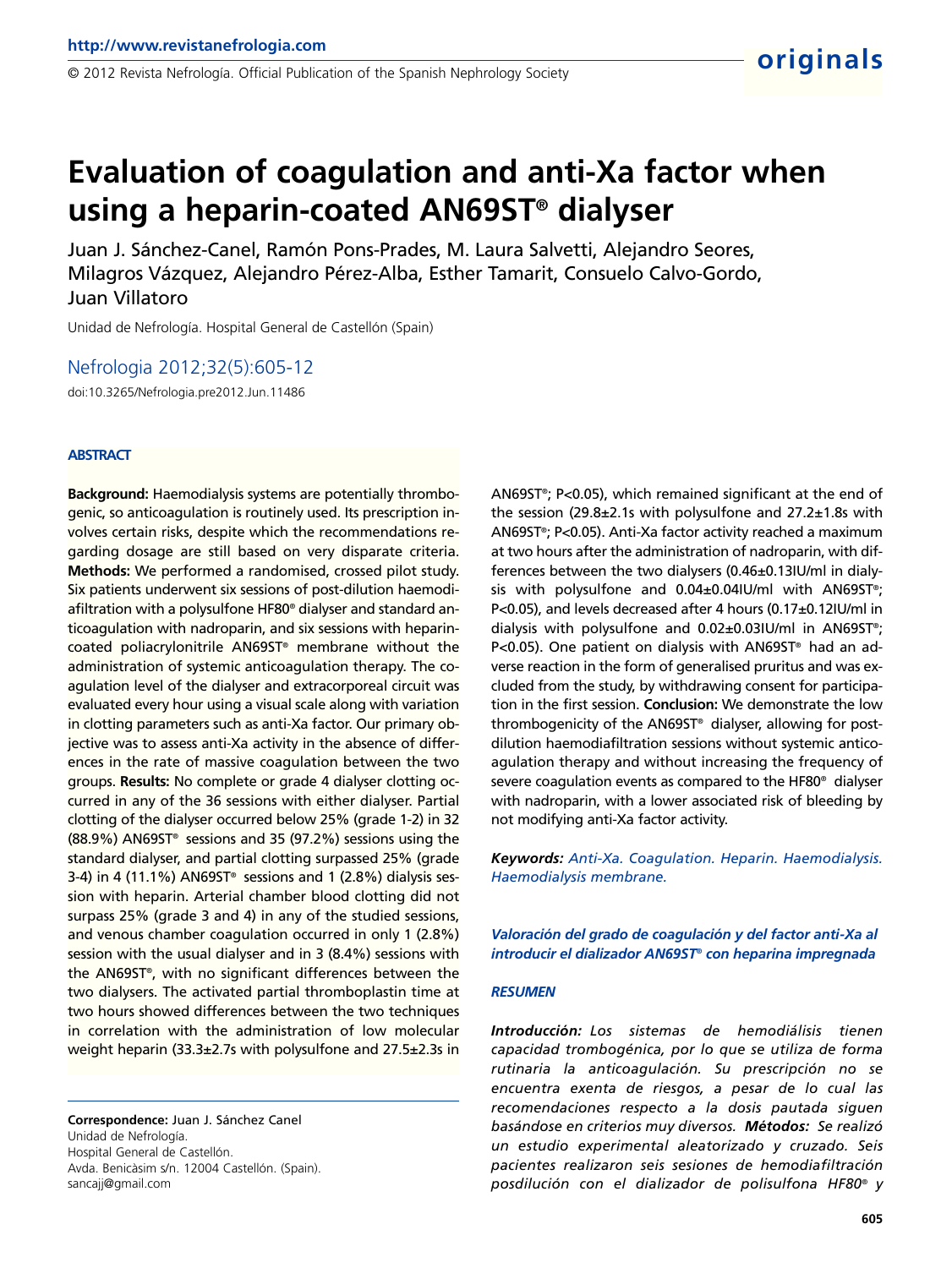# Evaluation of coagulation and anti-Xa factor when using a heparin-coated AN69ST® dialyser

Juan J. Sánchez-Canel, Ramón Pons-Prades, M. Laura Salvetti, Alejandro Seores, Milagros Vázquez, Alejandro Pérez-Alba, Esther Tamarit, Consuelo Calvo-Gordo, Juan Villatoro

Unidad de Nefrología. Hospital General de Castellón (Spain)

Nefrologia 2012;32(5):605-12

doi:10.3265/Nefrologia.pre2012.Jun.11486

## ABSTRACT

**Background:** Haemodialysis systems are potentially thrombogenic, so anticoagulation is routinely used. Its prescription involves certain risks, despite which the recommendations regarding dosage are still based on very disparate criteria. **Methods:** We performed a randomised, crossed pilot study. Six patients underwent six sessions of post-dilution haemodiafiltration with a polysulfone HF80® dialyser and standard anticoagulation with nadroparin, and six sessions with heparin-coated poliacrylonitrile AN69ST® membrane without the administration of systemic anticoagulation therapy. The coagulation level of the dialyser and extracorporeal circuit was evaluated every hour using a visual scale along with variation in clotting parameters such as anti-Xa factor. Our primary objective was to assess anti-Xa activity in the absence of differences in the rate of massive coagulation between the two groups. **Results:** No complete or grade 4 dialyser clotting occurred in any of the 36 sessions with either dialyser. Partial clotting of the dialyser occurred below 25% (grade 1-2) in 32 (88.9%) AN69ST® sessions and 35 (97.2%) sessions using the standard dialyser, and partial clotting surpassed 25% (grade 3-4) in 4 (11.1%) AN69ST® sessions and 1 (2.8%) dialysis session with heparin. Arterial chamber blood clotting did not surpass 25% (grade 3 and 4) in any of the studied sessions, and venous chamber coagulation occurred in only 1 (2.8%) session with the usual dialyser and in 3 (8.4%) sessions with the AN69ST®, with no significant differences between the two dialysers. The activated partial thromboplastin time at two hours showed differences between the two techniques in correlation with the administration of low molecular weight heparin (33.3±2.7s with polysulfone and 27.5±2.3s in AN69ST®; P<0.05), which remained significant at the end of the session (29.8±2.1s with polysulfone and 27.2±1.8s with AN69ST®; P<0.05). Anti-Xa factor activity reached a maximum at two hours after the administration of nadroparin, with differences between the two dialysers (0.46±0.13IU/ml in dialysis with polysulfone and 0.04±0.04IU/ml with AN69ST®; P<0.05), and levels decreased after 4 hours (0.17±0.12IU/ml in dialysis with polysulfone and 0.02±0.03IU/ml in AN69ST®; P<0.05). One patient on dialysis with AN69ST® had an adverse reaction in the form of generalised pruritus and was excluded from the study, by withdrawing consent for participation in the first session. **Conclusion:** We demonstrate the low thrombogenicity of the AN69ST® dialyser, allowing for post-dilution haemodiafiltration sessions without systemic anticoagulation therapy and without increasing the frequency of severe coagulation events as compared to the HF80® dialyser with nadroparin, with a lower associated risk of bleeding by not modifying anti-Xa factor activity.

***Keywords:*** *Anti-Xa. Coagulation. Heparin. Haemodialysis. Haemodialysis membrane.*

***Valoración del grado de coagulación y del factor anti-Xa al introducir el dializador AN69ST® con heparina impregnada***

## *RESUMEN*

***Introducción:*** *Los sistemas de hemodiálisis tienen capacidad trombogénica, por lo que se utiliza de forma rutinaria la anticoagulación. Su prescripción no se encuentra exenta de riesgos, a pesar de lo cual las recomendaciones respecto a la dosis pautada siguen basándose en criterios muy diversos.* ***Métodos:*** *Se realizó un estudio experimental aleatorizado y cruzado. Seis pacientes realizaron seis sesiones de hemodiafiltración posdilución con el dializador de polisulfona HF80® y*

**Correspondence:** Juan J. Sánchez Canel
Unidad de Nefrología.
Hospital General de Castellón.
Avda. Benicàsim s/n. 12004 Castellón. (Spain).
sancajj@gmail.com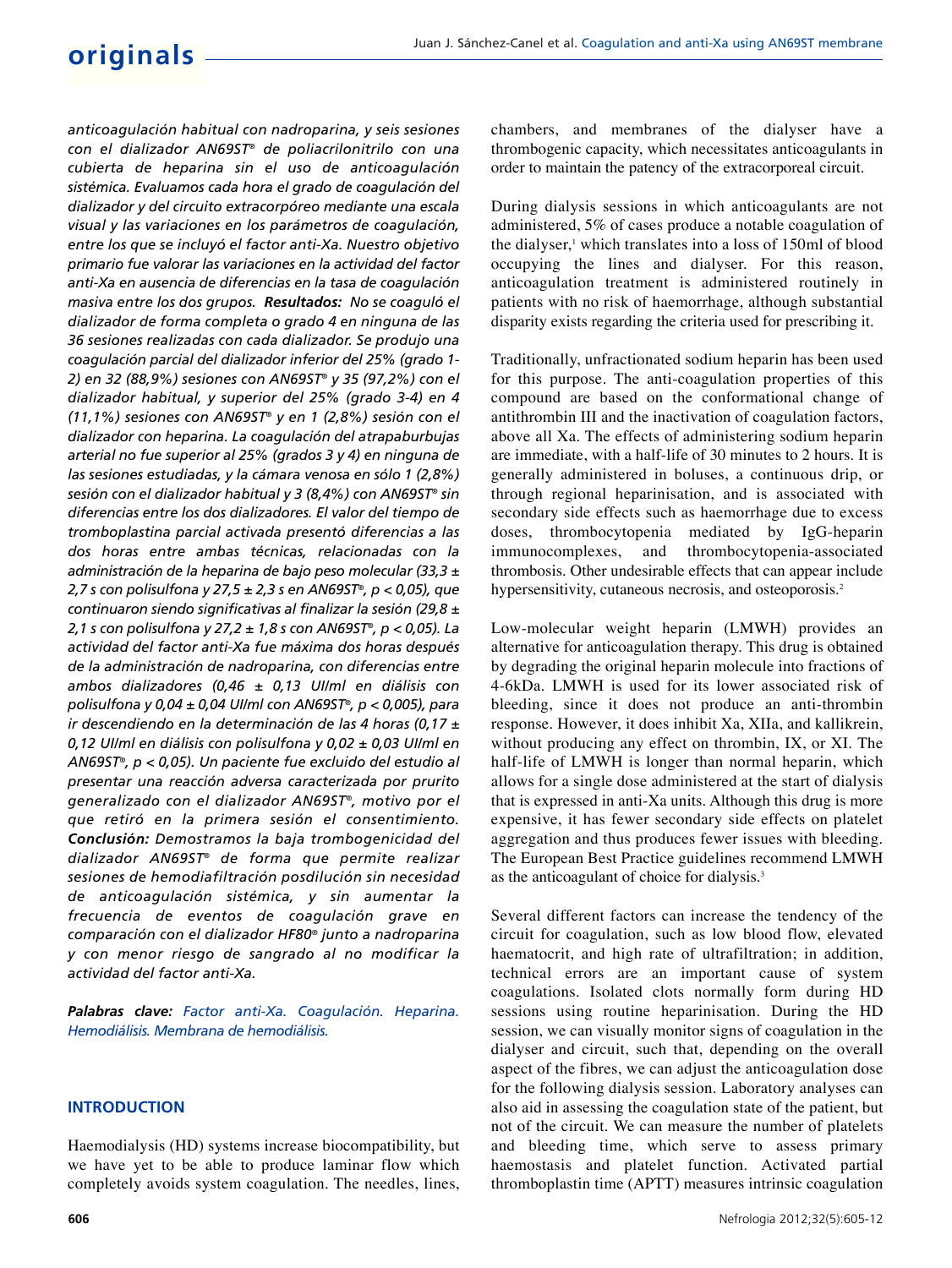*anticoagulación habitual con nadroparina, y seis sesiones con el dializador AN69ST® de poliacrilonitrilo con una cubierta de heparina sin el uso de anticoagulación sistémica. Evaluamos cada hora el grado de coagulación del dializador y del circuito extracorpóreo mediante una escala visual y las variaciones en los parámetros de coagulación, entre los que se incluyó el factor anti-Xa. Nuestro objetivo primario fue valorar las variaciones en la actividad del factor anti-Xa en ausencia de diferencias en la tasa de coagulación masiva entre los dos grupos.* ***Resultados:*** *No se coaguló el dializador de forma completa o grado 4 en ninguna de las 36 sesiones realizadas con cada dializador. Se produjo una coagulación parcial del dializador inferior del 25% (grado 1-2) en 32 (88,9%) sesiones con AN69ST® y 35 (97,2%) con el dializador habitual, y superior del 25% (grado 3-4) en 4 (11,1%) sesiones con AN69ST® y en 1 (2,8%) sesión con el dializador con heparina. La coagulación del atrapaburbujas arterial no fue superior al 25% (grados 3 y 4) en ninguna de las sesiones estudiadas, y la cámara venosa en sólo 1 (2,8%) sesión con el dializador habitual y 3 (8,4%) con AN69ST® sin diferencias entre los dos dializadores. El valor del tiempo de tromboplastina parcial activada presentó diferencias a las dos horas entre ambas técnicas, relacionadas con la administración de la heparina de bajo peso molecular (33,3 ± 2,7 s con polisulfona y 27,5 ± 2,3 s en AN69ST®, p < 0,05), que continuaron siendo significativas al finalizar la sesión (29,8 ± 2,1 s con polisulfona y 27,2 ± 1,8 s con AN69ST®, p < 0,05). La actividad del factor anti-Xa fue máxima dos horas después de la administración de nadroparina, con diferencias entre ambos dializadores (0,46 ± 0,13 UI/ml en diálisis con polisulfona y 0,04 ± 0,04 UI/ml con AN69ST®, p < 0,005), para ir descendiendo en la determinación de las 4 horas (0,17 ± 0,12 UI/ml en diálisis con polisulfona y 0,02 ± 0,03 UI/ml en AN69ST®, p < 0,05). Un paciente fue excluido del estudio al presentar una reacción adversa caracterizada por prurito generalizado con el dializador AN69ST®, motivo por el que retiró en la primera sesión el consentimiento.* ***Conclusión:*** *Demostramos la baja trombogenicidad del dializador AN69ST® de forma que permite realizar sesiones de hemodiafiltración posdilución sin necesidad de anticoagulación sistémica, y sin aumentar la frecuencia de eventos de coagulación grave en comparación con el dializador HF80® junto a nadroparina y con menor riesgo de sangrado al no modificar la actividad del factor anti-Xa.*

***Palabras clave:*** *Factor anti-Xa. Coagulación. Heparina. Hemodiálisis. Membrana de hemodiálisis.*

## INTRODUCTION

Haemodialysis (HD) systems increase biocompatibility, but we have yet to be able to produce laminar flow which completely avoids system coagulation. The needles, lines, chambers, and membranes of the dialyser have a thrombogenic capacity, which necessitates anticoagulants in order to maintain the patency of the extracorporeal circuit.

During dialysis sessions in which anticoagulants are not administered, 5% of cases produce a notable coagulation of the dialyser,[1] which translates into a loss of 150ml of blood occupying the lines and dialyser. For this reason, anticoagulation treatment is administered routinely in patients with no risk of haemorrhage, although substantial disparity exists regarding the criteria used for prescribing it.

Traditionally, unfractionated sodium heparin has been used for this purpose. The anti-coagulation properties of this compound are based on the conformational change of antithrombin III and the inactivation of coagulation factors, above all Xa. The effects of administering sodium heparin are immediate, with a half-life of 30 minutes to 2 hours. It is generally administered in boluses, a continuous drip, or through regional heparinisation, and is associated with secondary side effects such as haemorrhage due to excess doses, thrombocytopenia mediated by IgG-heparin immunocomplexes, and thrombocytopenia-associated thrombosis. Other undesirable effects that can appear include hypersensitivity, cutaneous necrosis, and osteoporosis.[2]

Low-molecular weight heparin (LMWH) provides an alternative for anticoagulation therapy. This drug is obtained by degrading the original heparin molecule into fractions of 4-6kDa. LMWH is used for its lower associated risk of bleeding, since it does not produce an anti-thrombin response. However, it does inhibit Xa, XIIa, and kallikrein, without producing any effect on thrombin, IX, or XI. The half-life of LMWH is longer than normal heparin, which allows for a single dose administered at the start of dialysis that is expressed in anti-Xa units. Although this drug is more expensive, it has fewer secondary side effects on platelet aggregation and thus produces fewer issues with bleeding. The European Best Practice guidelines recommend LMWH as the anticoagulant of choice for dialysis.[3]

Several different factors can increase the tendency of the circuit for coagulation, such as low blood flow, elevated haematocrit, and high rate of ultrafiltration; in addition, technical errors are an important cause of system coagulations. Isolated clots normally form during HD sessions using routine heparinisation. During the HD session, we can visually monitor signs of coagulation in the dialyser and circuit, such that, depending on the overall aspect of the fibres, we can adjust the anticoagulation dose for the following dialysis session. Laboratory analyses can also aid in assessing the coagulation state of the patient, but not of the circuit. We can measure the number of platelets and bleeding time, which serve to assess primary haemostasis and platelet function. Activated partial thromboplastin time (APTT) measures intrinsic coagulation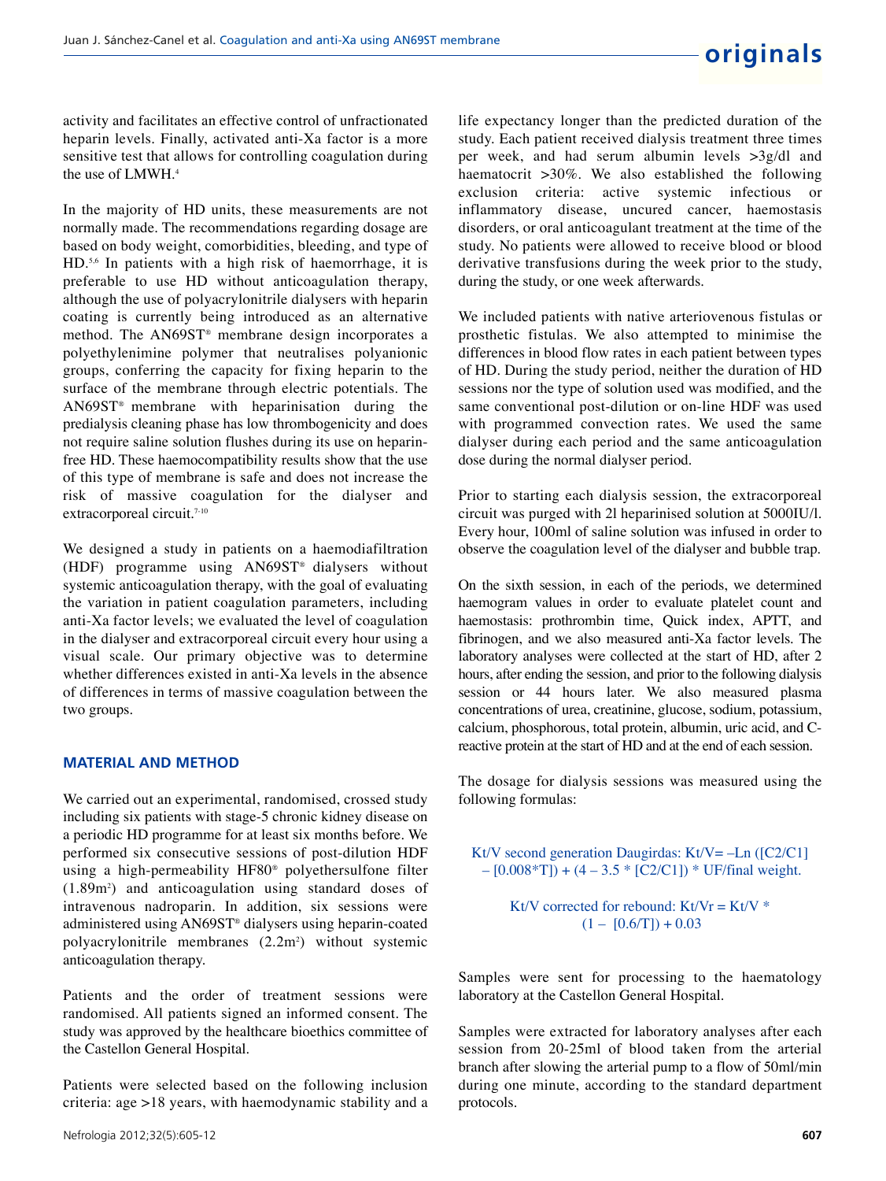activity and facilitates an effective control of unfractionated heparin levels. Finally, activated anti-Xa factor is a more sensitive test that allows for controlling coagulation during the use of LMWH.[4]

In the majority of HD units, these measurements are not normally made. The recommendations regarding dosage are based on body weight, comorbidities, bleeding, and type of HD.[5,6] In patients with a high risk of haemorrhage, it is preferable to use HD without anticoagulation therapy, although the use of polyacrylonitrile dialysers with heparin coating is currently being introduced as an alternative method. The AN69ST® membrane design incorporates a polyethylenimine polymer that neutralises polyanionic groups, conferring the capacity for fixing heparin to the surface of the membrane through electric potentials. The AN69ST® membrane with heparinisation during the predialysis cleaning phase has low thrombogenicity and does not require saline solution flushes during its use on heparin-free HD. These haemocompatibility results show that the use of this type of membrane is safe and does not increase the risk of massive coagulation for the dialyser and extracorporeal circuit.[7-10]

We designed a study in patients on a haemodiafiltration (HDF) programme using AN69ST® dialysers without systemic anticoagulation therapy, with the goal of evaluating the variation in patient coagulation parameters, including anti-Xa factor levels; we evaluated the level of coagulation in the dialyser and extracorporeal circuit every hour using a visual scale. Our primary objective was to determine whether differences existed in anti-Xa levels in the absence of differences in terms of massive coagulation between the two groups.

## MATERIAL AND METHOD

We carried out an experimental, randomised, crossed study including six patients with stage-5 chronic kidney disease on a periodic HD programme for at least six months before. We performed six consecutive sessions of post-dilution HDF using a high-permeability HF80® polyethersulfone filter ($1.89m^2$) and anticoagulation using standard doses of intravenous nadroparin. In addition, six sessions were administered using AN69ST® dialysers using heparin-coated polyacrylonitrile membranes ($2.2m^2$) without systemic anticoagulation therapy.

Patients and the order of treatment sessions were randomised. All patients signed an informed consent. The study was approved by the healthcare bioethics committee of the Castellon General Hospital.

Patients were selected based on the following inclusion criteria: age >18 years, with haemodynamic stability and a life expectancy longer than the predicted duration of the study. Each patient received dialysis treatment three times per week, and had serum albumin levels >3g/dl and haematocrit >30%. We also established the following exclusion criteria: active systemic infectious or inflammatory disease, uncured cancer, haemostasis disorders, or oral anticoagulant treatment at the time of the study. No patients were allowed to receive blood or blood derivative transfusions during the week prior to the study, during the study, or one week afterwards.

We included patients with native arteriovenous fistulas or prosthetic fistulas. We also attempted to minimise the differences in blood flow rates in each patient between types of HD. During the study period, neither the duration of HD sessions nor the type of solution used was modified, and the same conventional post-dilution or on-line HDF was used with programmed convection rates. We used the same dialyser during each period and the same anticoagulation dose during the normal dialyser period.

Prior to starting each dialysis session, the extracorporeal circuit was purged with 2l heparinised solution at 5000IU/l. Every hour, 100ml of saline solution was infused in order to observe the coagulation level of the dialyser and bubble trap.

On the sixth session, in each of the periods, we determined haemogram values in order to evaluate platelet count and haemostasis: prothrombin time, Quick index, APTT, and fibrinogen, and we also measured anti-Xa factor levels. The laboratory analyses were collected at the start of HD, after 2 hours, after ending the session, and prior to the following dialysis session or 44 hours later. We also measured plasma concentrations of urea, creatinine, glucose, sodium, potassium, calcium, phosphorous, total protein, albumin, uric acid, and C-reactive protein at the start of HD and at the end of each session.

The dosage for dialysis sessions was measured using the following formulas:

$$\text{Kt/V second generation Daugirdas: } Kt/V = -\ln([C2/C1] - [0.008*T]) + (4 - 3.5*[C2/C1]) * UF/\text{final weight.}$$

$$\text{Kt/V corrected for rebound: } Kt/Vr = Kt/V * (1 - [0.6/T]) + 0.03$$

Samples were sent for processing to the haematology laboratory at the Castellon General Hospital.

Samples were extracted for laboratory analyses after each session from 20-25ml of blood taken from the arterial branch after slowing the arterial pump to a flow of 50ml/min during one minute, according to the standard department protocols.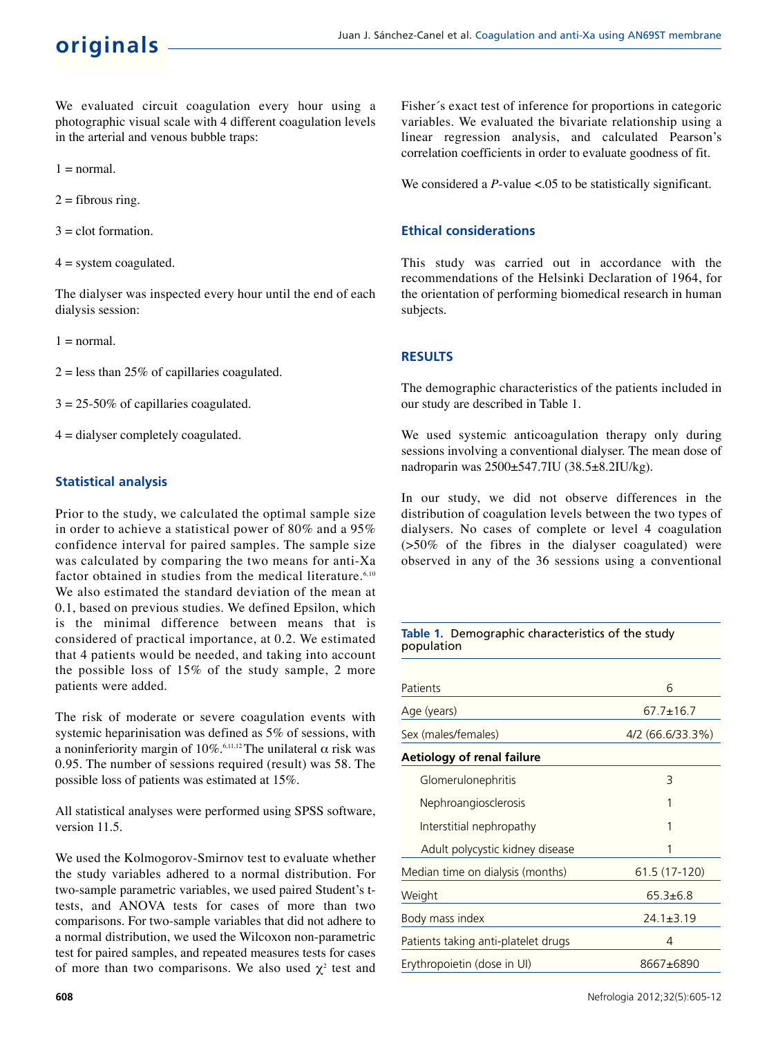We evaluated circuit coagulation every hour using a photographic visual scale with 4 different coagulation levels in the arterial and venous bubble traps:

1 = normal.

2 = fibrous ring.

3 = clot formation.

4 = system coagulated.

The dialyser was inspected every hour until the end of each dialysis session:

1 = normal.

2 = less than 25% of capillaries coagulated.

3 = 25-50% of capillaries coagulated.

4 = dialyser completely coagulated.

### Statistical analysis

Prior to the study, we calculated the optimal sample size in order to achieve a statistical power of 80% and a 95% confidence interval for paired samples. The sample size was calculated by comparing the two means for anti-Xa factor obtained in studies from the medical literature.[6,10] We also estimated the standard deviation of the mean at 0.1, based on previous studies. We defined Epsilon, which is the minimal difference between means that is considered of practical importance, at 0.2. We estimated that 4 patients would be needed, and taking into account the possible loss of 15% of the study sample, 2 more patients were added.

The risk of moderate or severe coagulation events with systemic heparinisation was defined as 5% of sessions, with a noninferiority margin of 10%.[6,11,12] The unilateral $\alpha$ risk was 0.95. The number of sessions required (result) was 58. The possible loss of patients was estimated at 15%.

All statistical analyses were performed using SPSS software, version 11.5.

We used the Kolmogorov-Smirnov test to evaluate whether the study variables adhered to a normal distribution. For two-sample parametric variables, we used paired Student's t-tests, and ANOVA tests for cases of more than two comparisons. For two-sample variables that did not adhere to a normal distribution, we used the Wilcoxon non-parametric test for paired samples, and repeated measures tests for cases of more than two comparisons. We also used $\chi^2$ test and Fisher´s exact test of inference for proportions in categoric variables. We evaluated the bivariate relationship using a linear regression analysis, and calculated Pearson's correlation coefficients in order to evaluate goodness of fit.

We considered a *P*-value <.05 to be statistically significant.

### Ethical considerations

This study was carried out in accordance with the recommendations of the Helsinki Declaration of 1964, for the orientation of performing biomedical research in human subjects.

## RESULTS

The demographic characteristics of the patients included in our study are described in Table 1.

We used systemic anticoagulation therapy only during sessions involving a conventional dialyser. The mean dose of nadroparin was 2500±547.7IU (38.5±8.2IU/kg).

In our study, we did not observe differences in the distribution of coagulation levels between the two types of dialysers. No cases of complete or level 4 coagulation (>50% of the fibres in the dialyser coagulated) were observed in any of the 36 sessions using a conventional

**Table 1.** Demographic characteristics of the study population

| | |
|---|---|
| Patients | 6 |
| Age (years) | 67.7±16.7 |
| Sex (males/females) | 4/2 (66.6/33.3%) |
| **Aetiology of renal failure** | |
| Glomerulonephritis | 3 |
| Nephroangiosclerosis | 1 |
| Interstitial nephropathy | 1 |
| Adult polycystic kidney disease | 1 |
| Median time on dialysis (months) | 61.5 (17-120) |
| Weight | 65.3±6.8 |
| Body mass index | 24.1±3.19 |
| Patients taking anti-platelet drugs | 4 |
| Erythropoietin (dose in UI) | 8667±6890 |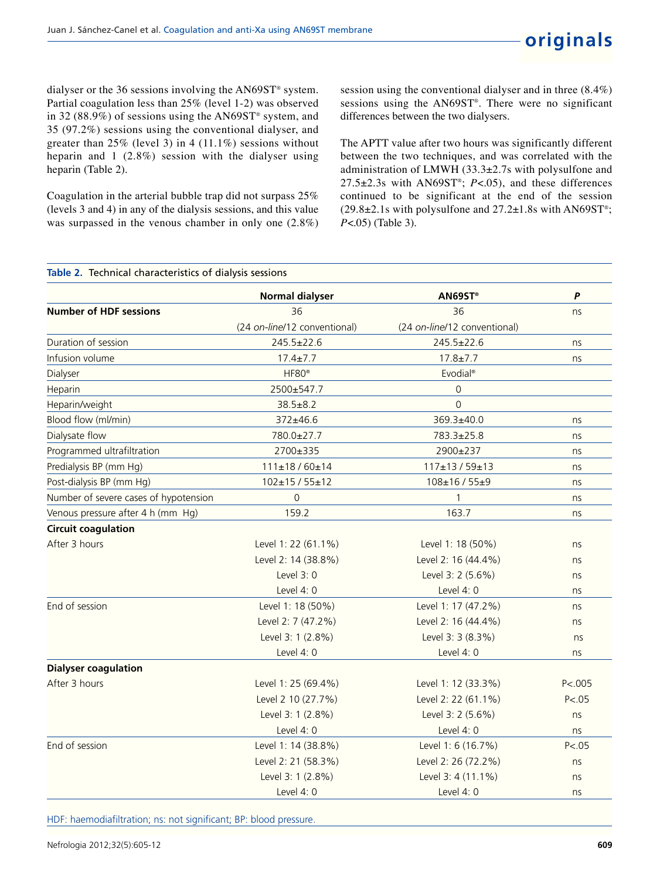dialyser or the 36 sessions involving the AN69ST® system. Partial coagulation less than 25% (level 1-2) was observed in 32 (88.9%) of sessions using the AN69ST® system, and 35 (97.2%) sessions using the conventional dialyser, and greater than 25% (level 3) in 4 (11.1%) sessions without heparin and 1 (2.8%) session with the dialyser using heparin (Table 2).

Coagulation in the arterial bubble trap did not surpass 25% (levels 3 and 4) in any of the dialysis sessions, and this value was surpassed in the venous chamber in only one (2.8%) session using the conventional dialyser and in three (8.4%) sessions using the AN69ST®. There were no significant differences between the two dialysers.

The APTT value after two hours was significantly different between the two techniques, and was correlated with the administration of LMWH (33.3±2.7s with polysulfone and 27.5±2.3s with AN69ST®; $P<.05$), and these differences continued to be significant at the end of the session (29.8±2.1s with polysulfone and 27.2±1.8s with AN69ST®; $P<.05$) (Table 3).

**Table 2.** Technical characteristics of dialysis sessions

| | Normal dialyser | AN69ST® | P |
|---|---|---|---|
| **Number of HDF sessions** | 36 | 36 | ns |
| | (24 *on-line*/12 conventional) | (24 *on-line*/12 conventional) | |
| Duration of session | 245.5±22.6 | 245.5±22.6 | ns |
| Infusion volume | 17.4±7.7 | 17.8±7.7 | ns |
| Dialyser | HF80® | Evodial® | |
| Heparin | 2500±547.7 | 0 | |
| Heparin/weight | 38.5±8.2 | 0 | |
| Blood flow (ml/min) | 372±46.6 | 369.3±40.0 | ns |
| Dialysate flow | 780.0±27.7 | 783.3±25.8 | ns |
| Programmed ultrafiltration | 2700±335 | 2900±237 | ns |
| Predialysis BP (mm Hg) | 111±18 / 60±14 | 117±13 / 59±13 | ns |
| Post-dialysis BP (mm Hg) | 102±15 / 55±12 | 108±16 / 55±9 | ns |
| Number of severe cases of hypotension | 0 | 1 | ns |
| Venous pressure after 4 h (mm Hg) | 159.2 | 163.7 | ns |
| **Circuit coagulation** | | | |
| After 3 hours | Level 1: 22 (61.1%) | Level 1: 18 (50%) | ns |
| | Level 2: 14 (38.8%) | Level 2: 16 (44.4%) | ns |
| | Level 3: 0 | Level 3: 2 (5.6%) | ns |
| | Level 4: 0 | Level 4: 0 | ns |
| End of session | Level 1: 18 (50%) | Level 1: 17 (47.2%) | ns |
| | Level 2: 7 (47.2%) | Level 2: 16 (44.4%) | ns |
| | Level 3: 1 (2.8%) | Level 3: 3 (8.3%) | ns |
| | Level 4: 0 | Level 4: 0 | ns |
| **Dialyser coagulation** | | | |
| After 3 hours | Level 1: 25 (69.4%) | Level 1: 12 (33.3%) | P<.005 |
| | Level 2 10 (27.7%) | Level 2: 22 (61.1%) | P<.05 |
| | Level 3: 1 (2.8%) | Level 3: 2 (5.6%) | ns |
| | Level 4: 0 | Level 4: 0 | ns |
| End of session | Level 1: 14 (38.8%) | Level 1: 6 (16.7%) | P<.05 |
| | Level 2: 21 (58.3%) | Level 2: 26 (72.2%) | ns |
| | Level 3: 1 (2.8%) | Level 3: 4 (11.1%) | ns |
| | Level 4: 0 | Level 4: 0 | ns |

HDF: haemodiafiltration; ns: not significant; BP: blood pressure.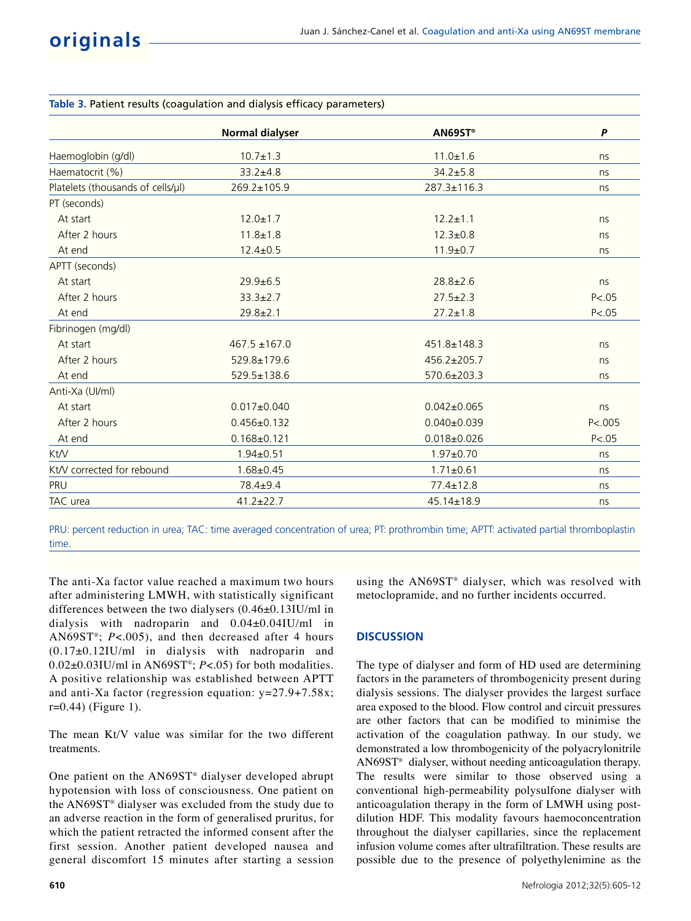**Table 3.** Patient results (coagulation and dialysis efficacy parameters)

| | Normal dialyser | AN69ST® | *P* |
|---|---|---|---|
| Haemoglobin (g/dl) | 10.7±1.3 | 11.0±1.6 | ns |
| Haematocrit (%) | 33.2±4.8 | 34.2±5.8 | ns |
| Platelets (thousands of cells/µl) | 269.2±105.9 | 287.3±116.3 | ns |
| PT (seconds) | | | |
| At start | 12.0±1.7 | 12.2±1.1 | ns |
| After 2 hours | 11.8±1.8 | 12.3±0.8 | ns |
| At end | 12.4±0.5 | 11.9±0.7 | ns |
| APTT (seconds) | | | |
| At start | 29.9±6.5 | 28.8±2.6 | ns |
| After 2 hours | 33.3±2.7 | 27.5±2.3 | P<.05 |
| At end | 29.8±2.1 | 27.2±1.8 | P<.05 |
| Fibrinogen (mg/dl) | | | |
| At start | 467.5 ±167.0 | 451.8±148.3 | ns |
| After 2 hours | 529.8±179.6 | 456.2±205.7 | ns |
| At end | 529.5±138.6 | 570.6±203.3 | ns |
| Anti-Xa (UI/ml) | | | |
| At start | 0.017±0.040 | 0.042±0.065 | ns |
| After 2 hours | 0.456±0.132 | 0.040±0.039 | P<.005 |
| At end | 0.168±0.121 | 0.018±0.026 | P<.05 |
| Kt/V | 1.94±0.51 | 1.97±0.70 | ns |
| Kt/V corrected for rebound | 1.68±0.45 | 1.71±0.61 | ns |
| PRU | 78.4±9.4 | 77.4±12.8 | ns |
| TAC urea | 41.2±22.7 | 45.14±18.9 | ns |

PRU: percent reduction in urea; TAC: time averaged concentration of urea; PT: prothrombin time; APTT: activated partial thromboplastin time.

The anti-Xa factor value reached a maximum two hours after administering LMWH, with statistically significant differences between the two dialysers (0.46±0.13IU/ml in dialysis with nadroparin and 0.04±0.04IU/ml in AN69ST®; *P*<.005), and then decreased after 4 hours (0.17±0.12IU/ml in dialysis with nadroparin and 0.02±0.03IU/ml in AN69ST®; *P*<.05) for both modalities. A positive relationship was established between APTT and anti-Xa factor (regression equation: y=27.9+7.58x; r=0.44) (Figure 1).

The mean Kt/V value was similar for the two different treatments.

One patient on the AN69ST® dialyser developed abrupt hypotension with loss of consciousness. One patient on the AN69ST® dialyser was excluded from the study due to an adverse reaction in the form of generalised pruritus, for which the patient retracted the informed consent after the first session. Another patient developed nausea and general discomfort 15 minutes after starting a session using the AN69ST® dialyser, which was resolved with metoclopramide, and no further incidents occurred.

## DISCUSSION

The type of dialyser and form of HD used are determining factors in the parameters of thrombogenicity present during dialysis sessions. The dialyser provides the largest surface area exposed to the blood. Flow control and circuit pressures are other factors that can be modified to minimise the activation of the coagulation pathway. In our study, we demonstrated a low thrombogenicity of the polyacrylonitrile AN69ST® dialyser, without needing anticoagulation therapy. The results were similar to those observed using a conventional high-permeability polysulfone dialyser with anticoagulation therapy in the form of LMWH using post-dilution HDF. This modality favours haemoconcentration throughout the dialyser capillaries, since the replacement infusion volume comes after ultrafiltration. These results are possible due to the presence of polyethylenimine as the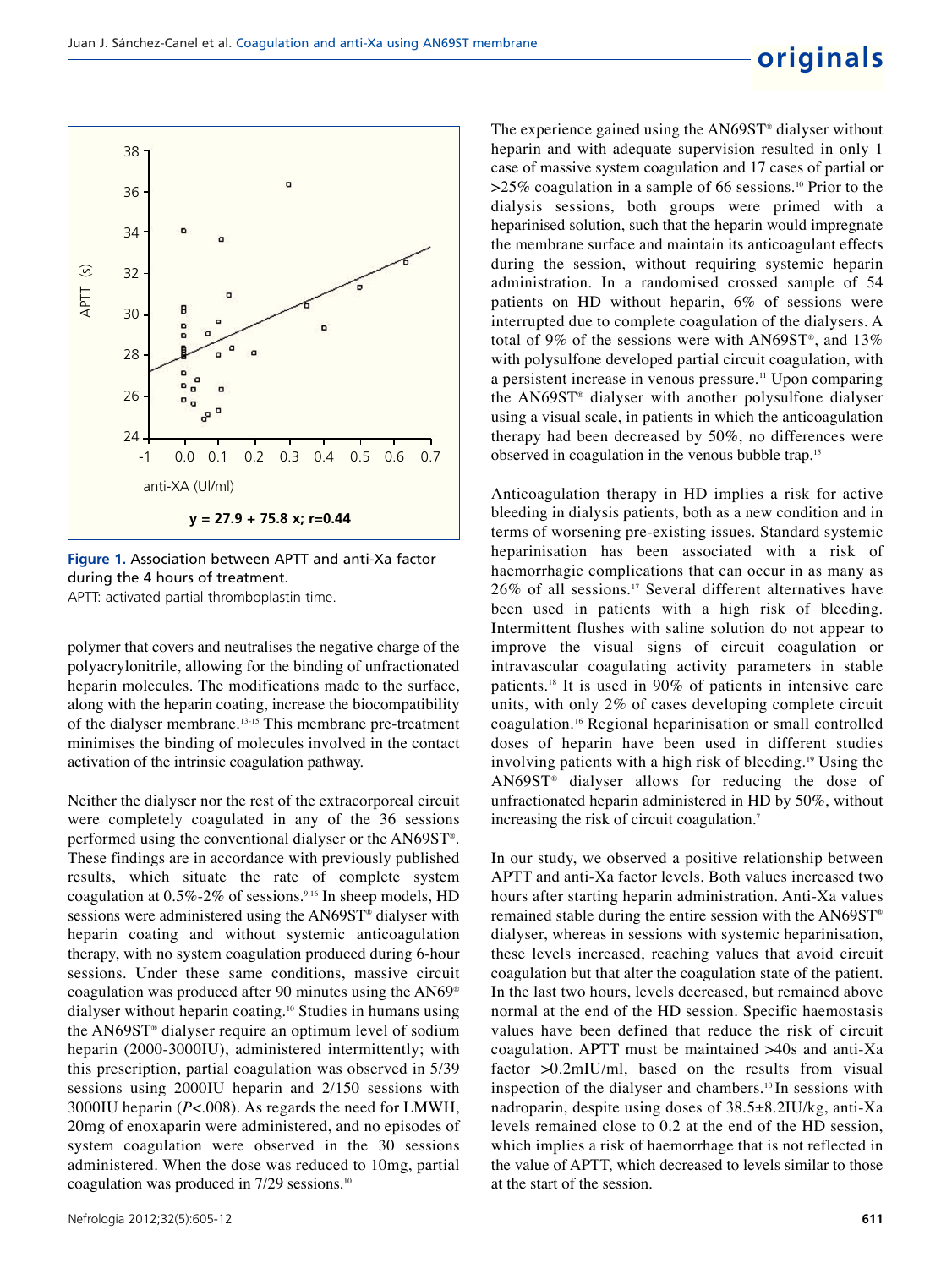Figure 1. Association between APTT and anti-Xa factor during the 4 hours of treatment.

APTT: activated partial thromboplastin time.

polymer that covers and neutralises the negative charge of the polyacrylonitrile, allowing for the binding of unfractionated heparin molecules. The modifications made to the surface, along with the heparin coating, increase the biocompatibility of the dialyser membrane.[13-15] This membrane pre-treatment minimises the binding of molecules involved in the contact activation of the intrinsic coagulation pathway.

Neither the dialyser nor the rest of the extracorporeal circuit were completely coagulated in any of the 36 sessions performed using the conventional dialyser or the AN69ST®. These findings are in accordance with previously published results, which situate the rate of complete system coagulation at 0.5%-2% of sessions.[9,16] In sheep models, HD sessions were administered using the AN69ST® dialyser with heparin coating and without systemic anticoagulation therapy, with no system coagulation produced during 6-hour sessions. Under these same conditions, massive circuit coagulation was produced after 90 minutes using the AN69® dialyser without heparin coating.[10] Studies in humans using the AN69ST® dialyser require an optimum level of sodium heparin (2000-3000IU), administered intermittently; with this prescription, partial coagulation was observed in 5/39 sessions using 2000IU heparin and 2/150 sessions with 3000IU heparin ($P$<.008). As regards the need for LMWH, 20mg of enoxaparin were administered, and no episodes of system coagulation were observed in the 30 sessions administered. When the dose was reduced to 10mg, partial coagulation was produced in 7/29 sessions.[10]

The experience gained using the AN69ST® dialyser without heparin and with adequate supervision resulted in only 1 case of massive system coagulation and 17 cases of partial or >25% coagulation in a sample of 66 sessions.[10] Prior to the dialysis sessions, both groups were primed with a heparinised solution, such that the heparin would impregnate the membrane surface and maintain its anticoagulant effects during the session, without requiring systemic heparin administration. In a randomised crossed sample of 54 patients on HD without heparin, 6% of sessions were interrupted due to complete coagulation of the dialysers. A total of 9% of the sessions were with AN69ST®, and 13% with polysulfone developed partial circuit coagulation, with a persistent increase in venous pressure.[11] Upon comparing the AN69ST® dialyser with another polysulfone dialyser using a visual scale, in patients in which the anticoagulation therapy had been decreased by 50%, no differences were observed in coagulation in the venous bubble trap.[15]

Anticoagulation therapy in HD implies a risk for active bleeding in dialysis patients, both as a new condition and in terms of worsening pre-existing issues. Standard systemic heparinisation has been associated with a risk of haemorrhagic complications that can occur in as many as 26% of all sessions.[17] Several different alternatives have been used in patients with a high risk of bleeding. Intermittent flushes with saline solution do not appear to improve the visual signs of circuit coagulation or intravascular coagulating activity parameters in stable patients.[18] It is used in 90% of patients in intensive care units, with only 2% of cases developing complete circuit coagulation.[16] Regional heparinisation or small controlled doses of heparin have been used in different studies involving patients with a high risk of bleeding.[19] Using the AN69ST® dialyser allows for reducing the dose of unfractionated heparin administered in HD by 50%, without increasing the risk of circuit coagulation.[7]

In our study, we observed a positive relationship between APTT and anti-Xa factor levels. Both values increased two hours after starting heparin administration. Anti-Xa values remained stable during the entire session with the AN69ST® dialyser, whereas in sessions with systemic heparinisation, these levels increased, reaching values that avoid circuit coagulation but that alter the coagulation state of the patient. In the last two hours, levels decreased, but remained above normal at the end of the HD session. Specific haemostasis values have been defined that reduce the risk of circuit coagulation. APTT must be maintained >40s and anti-Xa factor >0.2mIU/ml, based on the results from visual inspection of the dialyser and chambers.[10] In sessions with nadroparin, despite using doses of 38.5±8.2IU/kg, anti-Xa levels remained close to 0.2 at the end of the HD session, which implies a risk of haemorrhage that is not reflected in the value of APTT, which decreased to levels similar to those at the start of the session.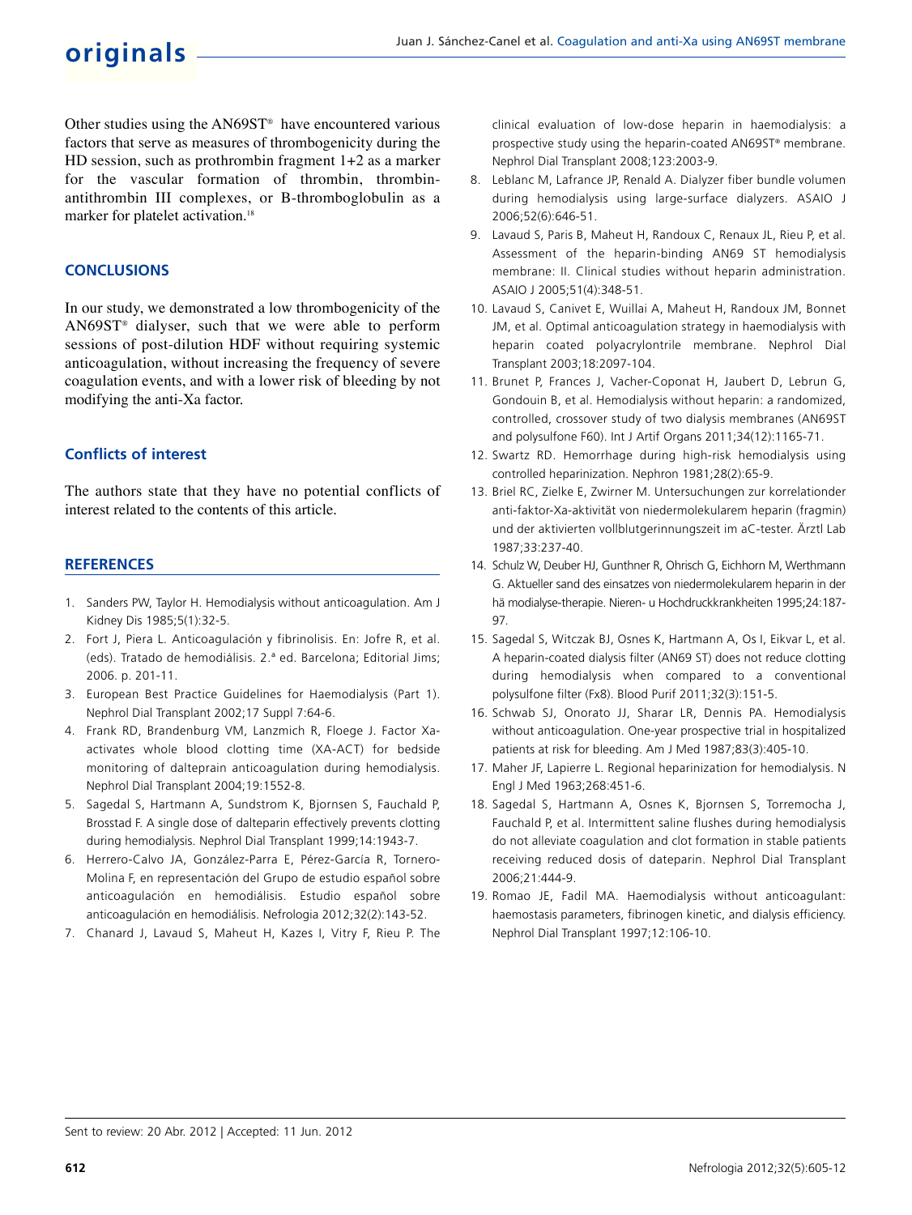Other studies using the AN69ST® have encountered various factors that serve as measures of thrombogenicity during the HD session, such as prothrombin fragment 1+2 as a marker for the vascular formation of thrombin, thrombin-antithrombin III complexes, or B-thromboglobulin as a marker for platelet activation.[18]

## CONCLUSIONS

In our study, we demonstrated a low thrombogenicity of the AN69ST® dialyser, such that we were able to perform sessions of post-dilution HDF without requiring systemic anticoagulation, without increasing the frequency of severe coagulation events, and with a lower risk of bleeding by not modifying the anti-Xa factor.

## Conflicts of interest

The authors state that they have no potential conflicts of interest related to the contents of this article.

## REFERENCES

1. Sanders PW, Taylor H. Hemodialysis without anticoagulation. Am J Kidney Dis 1985;5(1):32-5.
2. Fort J, Piera L. Anticoagulación y fibrinolisis. En: Jofre R, et al. (eds). Tratado de hemodiálisis. 2.ª ed. Barcelona; Editorial Jims; 2006. p. 201-11.
3. European Best Practice Guidelines for Haemodialysis (Part 1). Nephrol Dial Transplant 2002;17 Suppl 7:64-6.
4. Frank RD, Brandenburg VM, Lanzmich R, Floege J. Factor Xa-activates whole blood clotting time (XA-ACT) for bedside monitoring of dalteprain anticoagulation during hemodialysis. Nephrol Dial Transplant 2004;19:1552-8.
5. Sagedal S, Hartmann A, Sundstrom K, Bjornsen S, Fauchald P, Brosstad F. A single dose of dalteparin effectively prevents clotting during hemodialysis. Nephrol Dial Transplant 1999;14:1943-7.
6. Herrero-Calvo JA, González-Parra E, Pérez-García R, Tornero-Molina F, en representación del Grupo de estudio español sobre anticoagulación en hemodiálisis. Estudio español sobre anticoagulación en hemodiálisis. Nefrologia 2012;32(2):143-52.
7. Chanard J, Lavaud S, Maheut H, Kazes I, Vitry F, Rieu P. The clinical evaluation of low-dose heparin in haemodialysis: a prospective study using the heparin-coated AN69ST® membrane. Nephrol Dial Transplant 2008;123:2003-9.
8. Leblanc M, Lafrance JP, Renald A. Dialyzer fiber bundle volumen during hemodialysis using large-surface dialyzers. ASAIO J 2006;52(6):646-51.
9. Lavaud S, Paris B, Maheut H, Randoux C, Renaux JL, Rieu P, et al. Assessment of the heparin-binding AN69 ST hemodialysis membrane: II. Clinical studies without heparin administration. ASAIO J 2005;51(4):348-51.
10. Lavaud S, Canivet E, Wuillai A, Maheut H, Randoux JM, Bonnet JM, et al. Optimal anticoagulation strategy in haemodialysis with heparin coated polyacrylontrile membrane. Nephrol Dial Transplant 2003;18:2097-104.
11. Brunet P, Frances J, Vacher-Coponat H, Jaubert D, Lebrun G, Gondouin B, et al. Hemodialysis without heparin: a randomized, controlled, crossover study of two dialysis membranes (AN69ST and polysulfone F60). Int J Artif Organs 2011;34(12):1165-71.
12. Swartz RD. Hemorrhage during high-risk hemodialysis using controlled heparinization. Nephron 1981;28(2):65-9.
13. Briel RC, Zielke E, Zwirner M. Untersuchungen zur korrelationder anti-faktor-Xa-aktivität von niedermolekularem heparin (fragmin) und der aktivierten vollblutgerinnungszeit im aC-tester. Ärztl Lab 1987;33:237-40.
14. Schulz W, Deuber HJ, Gunthner R, Ohrisch G, Eichhorn M, Werthmann G. Aktueller sand des einsatzes von niedermolekularem heparin in der hä modialyse-therapie. Nieren- u Hochdruckkrankheiten 1995;24:187-97.
15. Sagedal S, Witczak BJ, Osnes K, Hartmann A, Os I, Eikvar L, et al. A heparin-coated dialysis filter (AN69 ST) does not reduce clotting during hemodialysis when compared to a conventional polysulfone filter (Fx8). Blood Purif 2011;32(3):151-5.
16. Schwab SJ, Onorato JJ, Sharar LR, Dennis PA. Hemodialysis without anticoagulation. One-year prospective trial in hospitalized patients at risk for bleeding. Am J Med 1987;83(3):405-10.
17. Maher JF, Lapierre L. Regional heparinization for hemodialysis. N Engl J Med 1963;268:451-6.
18. Sagedal S, Hartmann A, Osnes K, Bjornsen S, Torremocha J, Fauchald P, et al. Intermittent saline flushes during hemodialysis do not alleviate coagulation and clot formation in stable patients receiving reduced dosis of dateparin. Nephrol Dial Transplant 2006;21:444-9.
19. Romao JE, Fadil MA. Haemodialysis without anticoagulant: haemostasis parameters, fibrinogen kinetic, and dialysis efficiency. Nephrol Dial Transplant 1997;12:106-10.

Sent to review: 20 Abr. 2012 | Accepted: 11 Jun. 2012